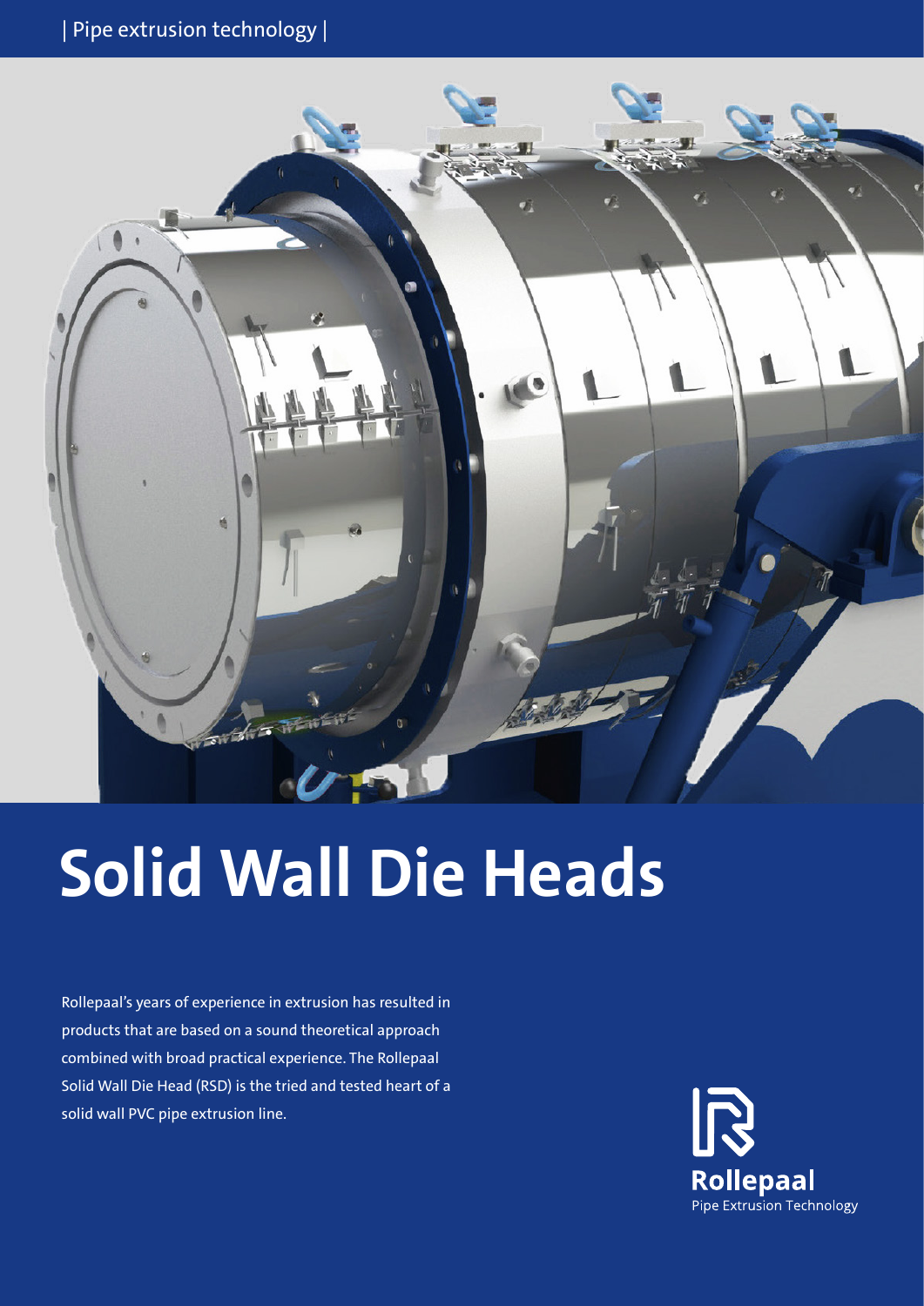| Pipe extrusion technology |

# Solid Wall Die Heads

Rollepaal's years of experience in extrusion has resulted in products that are based on a sound theoretical approach combined with broad practical experience. The Rollepaal Solid Wall Die Head (RSD) is the tried and tested heart of a solid wall PVC pipe extrusion line.

Rollepaal
Pipe Extrusion Technology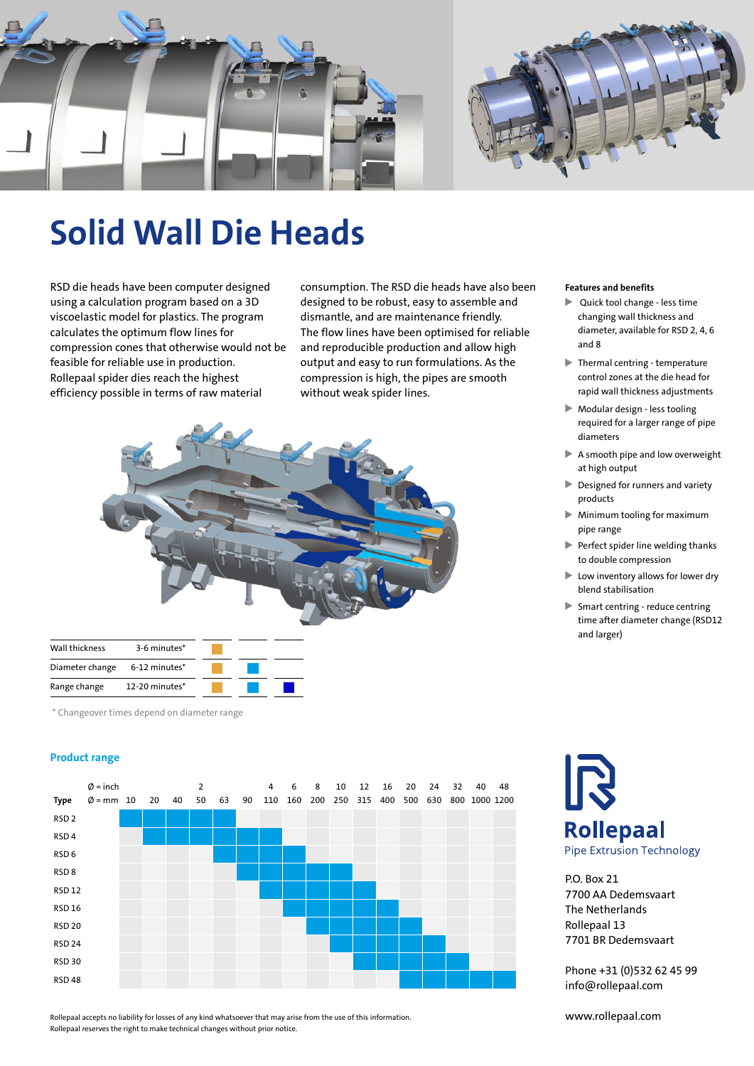# Solid Wall Die Heads

RSD die heads have been computer designed using a calculation program based on a 3D viscoelastic model for plastics. The program calculates the optimum flow lines for compression cones that otherwise would not be feasible for reliable use in production. Rollepaal spider dies reach the highest efficiency possible in terms of raw material consumption. The RSD die heads have also been designed to be robust, easy to assemble and dismantle, and are maintenance friendly. The flow lines have been optimised for reliable and reproducible production and allow high output and easy to run formulations. As the compression is high, the pipes are smooth without weak spider lines.

**Features and benefits**

- Quick tool change - less time changing wall thickness and diameter, available for RSD 2, 4, 6 and 8
- Thermal centring - temperature control zones at the die head for rapid wall thickness adjustments
- Modular design - less tooling required for a larger range of pipe diameters
- A smooth pipe and low overweight at high output
- Designed for runners and variety products
- Minimum tooling for maximum pipe range
- Perfect spider line welding thanks to double compression
- Low inventory allows for lower dry blend stabilisation
- Smart centring - reduce centring time after diameter change (RSD12 and larger)

| | | | | |
|---|---|---|---|---|
| Wall thickness | 3-6 minutes* | ■ | | |
| Diameter change | 6-12 minutes* | ■ | ■ | |
| Range change | 12-20 minutes* | ■ | ■ | ■ |

\* Changeover times depend on diameter range

## Product range

| Type | Ø = inch<br>Ø = mm | 10 | 20 | 40 | 2<br>50 | 63 | 90 | 4<br>110 | 6<br>160 | 8<br>200 | 10<br>250 | 12<br>315 | 16<br>400 | 20<br>500 | 24<br>630 | 32<br>800 | 40<br>1000 | 48<br>1200 |
|---|---|---|---|---|---|---|---|---|---|---|---|---|---|---|---|---|---|---|
| RSD 2 | | ■ | ■ | ■ | ■ | ■ | | | | | | | | | | | | |
| RSD 4 | | | ■ | ■ | ■ | ■ | ■ | ■ | | | | | | | | | | |
| RSD 6 | | | | | | ■ | ■ | ■ | ■ | | | | | | | | | |
| RSD 8 | | | | | | | ■ | ■ | ■ | ■ | ■ | | | | | | | |
| RSD 12 | | | | | | | | ■ | ■ | ■ | ■ | ■ | | | | | | |
| RSD 16 | | | | | | | | | ■ | ■ | ■ | ■ | ■ | | | | | |
| RSD 20 | | | | | | | | | | ■ | ■ | ■ | ■ | ■ | | | | |
| RSD 24 | | | | | | | | | | | ■ | ■ | ■ | ■ | ■ | | | |
| RSD 30 | | | | | | | | | | | | ■ | ■ | ■ | ■ | ■ | | |
| RSD 48 | | | | | | | | | | | | | | ■ | ■ | ■ | ■ | ■ |

**Rollepaal**
Pipe Extrusion Technology

P.O. Box 21
7700 AA Dedemsvaart
The Netherlands
Rollepaal 13
7701 BR Dedemsvaart

Phone +31 (0)532 62 45 99
info@rollepaal.com

www.rollepaal.com

Rollepaal accepts no liability for losses of any kind whatsoever that may arise from the use of this information.
Rollepaal reserves the right to make technical changes without prior notice.